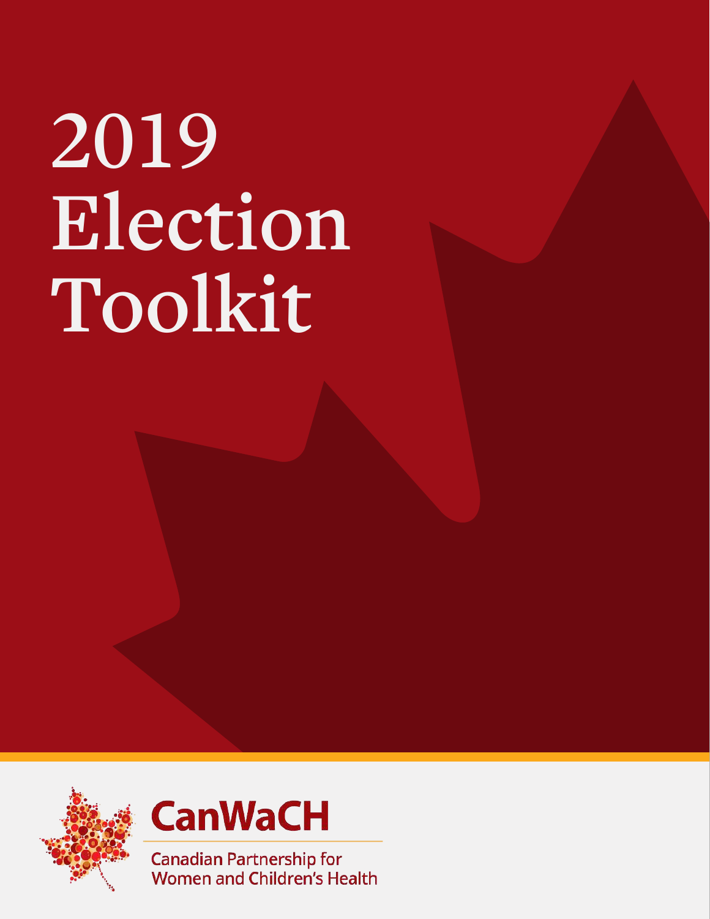# 2019 Election Toolkit

**CanWaCH**

Canadian Partnership for Women and Children's Health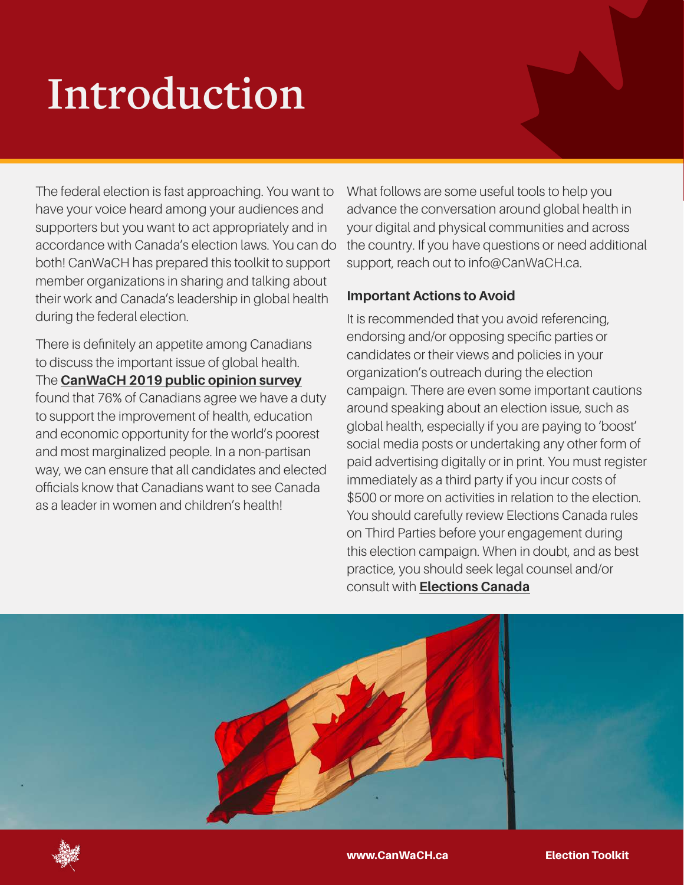# Introduction

The federal election is fast approaching. You want to have your voice heard among your audiences and supporters but you want to act appropriately and in accordance with Canada's election laws. You can do both! CanWaCH has prepared this toolkit to support member organizations in sharing and talking about their work and Canada's leadership in global health during the federal election.

There is definitely an appetite among Canadians to discuss the important issue of global health. The **CanWaCH 2019 public opinion survey** found that 76% of Canadians agree we have a duty to support the improvement of health, education and economic opportunity for the world's poorest and most marginalized people. In a non-partisan way, we can ensure that all candidates and elected officials know that Canadians want to see Canada as a leader in women and children's health!

What follows are some useful tools to help you advance the conversation around global health in your digital and physical communities and across the country. If you have questions or need additional support, reach out to info@CanWaCH.ca.

### Important Actions to Avoid

It is recommended that you avoid referencing, endorsing and/or opposing specific parties or candidates or their views and policies in your organization's outreach during the election campaign. There are even some important cautions around speaking about an election issue, such as global health, especially if you are paying to 'boost' social media posts or undertaking any other form of paid advertising digitally or in print. You must register immediately as a third party if you incur costs of $500 or more on activities in relation to the election. You should carefully review Elections Canada rules on Third Parties before your engagement during this election campaign. When in doubt, and as best practice, you should seek legal counsel and/or consult with **Elections Canada**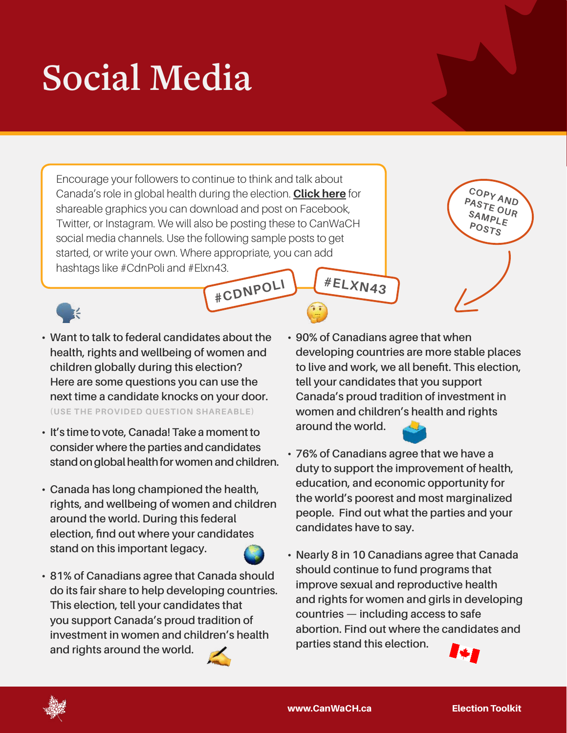# Social Media

Encourage your followers to continue to think and talk about Canada's role in global health during the election. **Click here** for shareable graphics you can download and post on Facebook, Twitter, or Instagram. We will also be posting these to CanWaCH social media channels. Use the following sample posts to get started, or write your own. Where appropriate, you can add hashtags like #CdnPoli and #Elxn43.

#CDNPOLI

#ELXN43

COPY AND PASTE OUR SAMPLE POSTS

- Want to talk to federal candidates about the health, rights and wellbeing of women and children globally during this election? Here are some questions you can use the next time a candidate knocks on your door.
  (USE THE PROVIDED QUESTION SHAREABLE)

- It's time to vote, Canada! Take a moment to consider where the parties and candidates stand on global health for women and children.

- Canada has long championed the health, rights, and wellbeing of women and children around the world. During this federal election, find out where your candidates stand on this important legacy.

- 81% of Canadians agree that Canada should do its fair share to help developing countries. This election, tell your candidates that you support Canada's proud tradition of investment in women and children's health and rights around the world.

- 90% of Canadians agree that when developing countries are more stable places to live and work, we all benefit. This election, tell your candidates that you support Canada's proud tradition of investment in women and children's health and rights around the world.

- 76% of Canadians agree that we have a duty to support the improvement of health, education, and economic opportunity for the world's poorest and most marginalized people. Find out what the parties and your candidates have to say.

- Nearly 8 in 10 Canadians agree that Canada should continue to fund programs that improve sexual and reproductive health and rights for women and girls in developing countries — including access to safe abortion. Find out where the candidates and parties stand this election.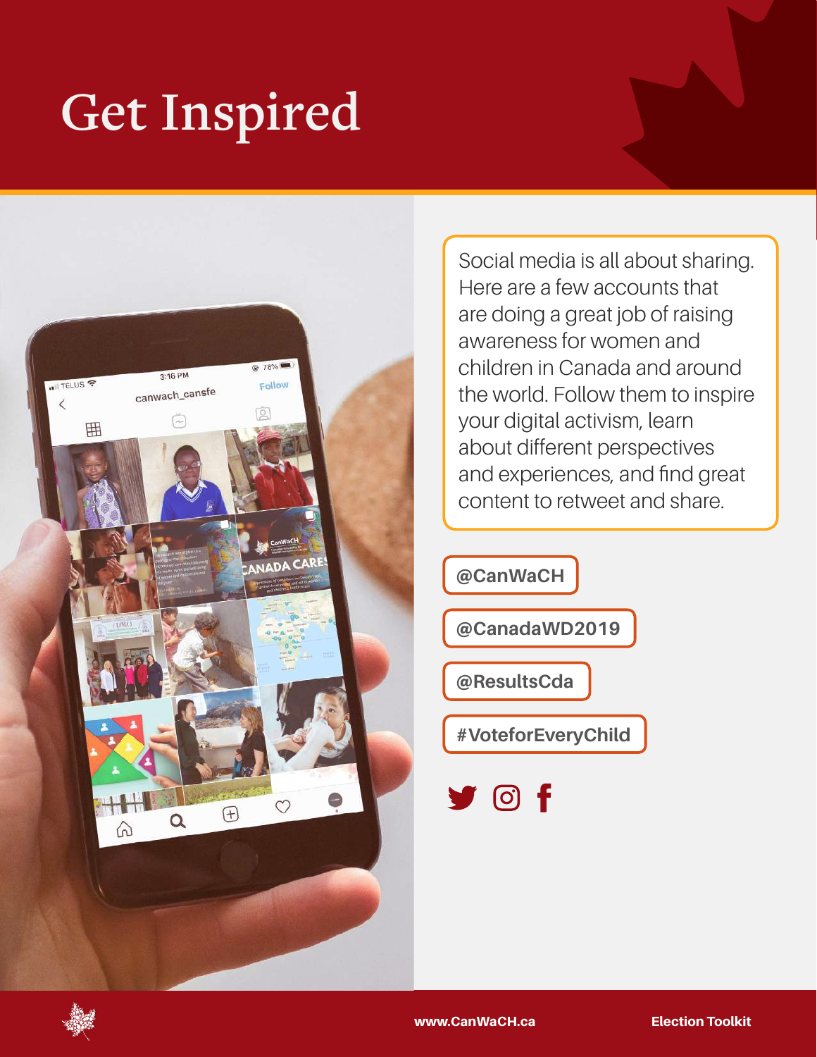# Get Inspired

Social media is all about sharing. Here are a few accounts that are doing a great job of raising awareness for women and children in Canada and around the world. Follow them to inspire your digital activism, learn about different perspectives and experiences, and find great content to retweet and share.

**@CanWaCH**

**@CanadaWD2019**

**@ResultsCda**

**#VoteforEveryChild**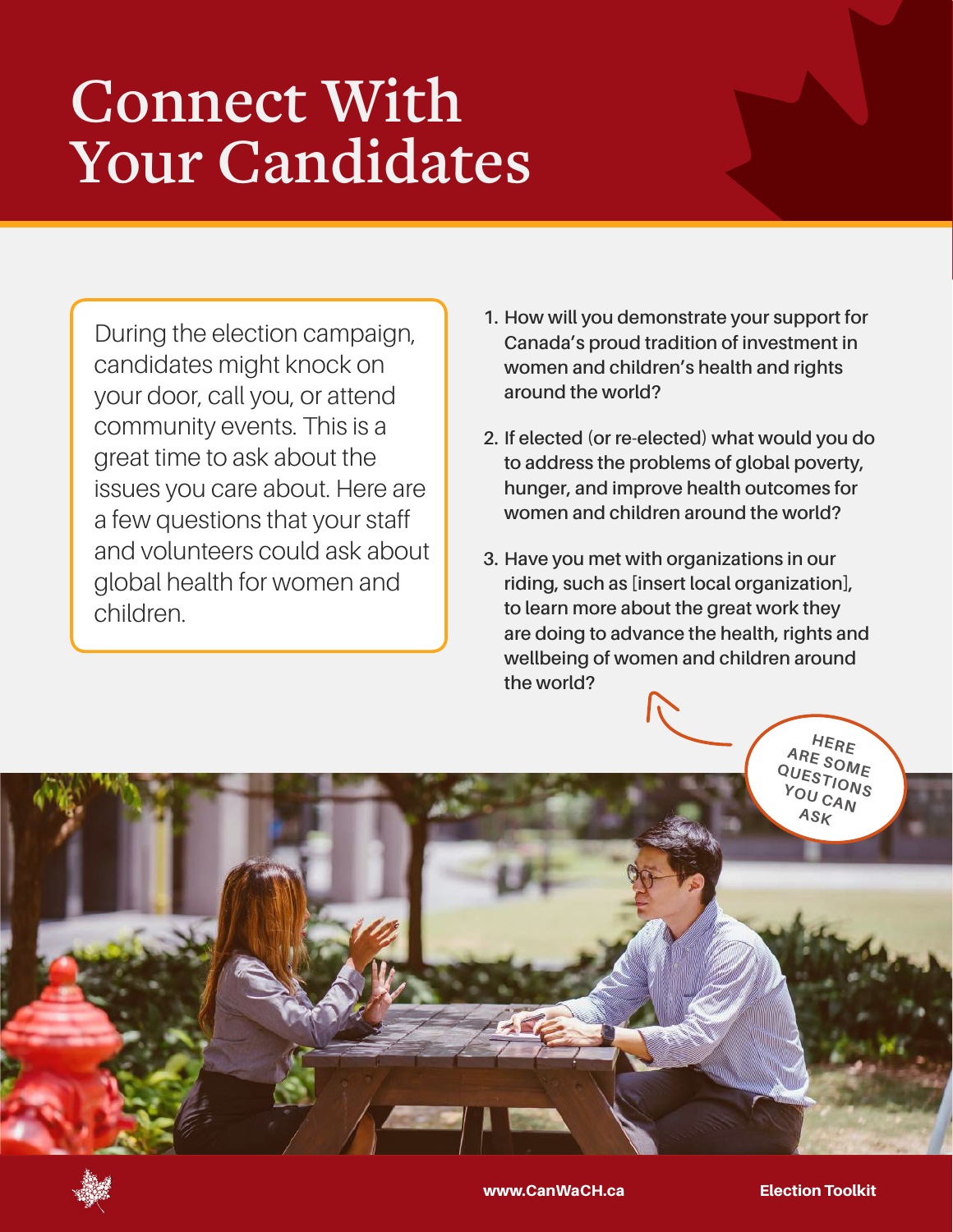# Connect With Your Candidates

During the election campaign, candidates might knock on your door, call you, or attend community events. This is a great time to ask about the issues you care about. Here are a few questions that your staff and volunteers could ask about global health for women and children.

1. How will you demonstrate your support for Canada's proud tradition of investment in women and children's health and rights around the world?
2. If elected (or re-elected) what would you do to address the problems of global poverty, hunger, and improve health outcomes for women and children around the world?
3. Have you met with organizations in our riding, such as [insert local organization], to learn more about the great work they are doing to advance the health, rights and wellbeing of women and children around the world?

HERE ARE SOME QUESTIONS YOU CAN ASK

www.CanWaCH.ca

Election Toolkit